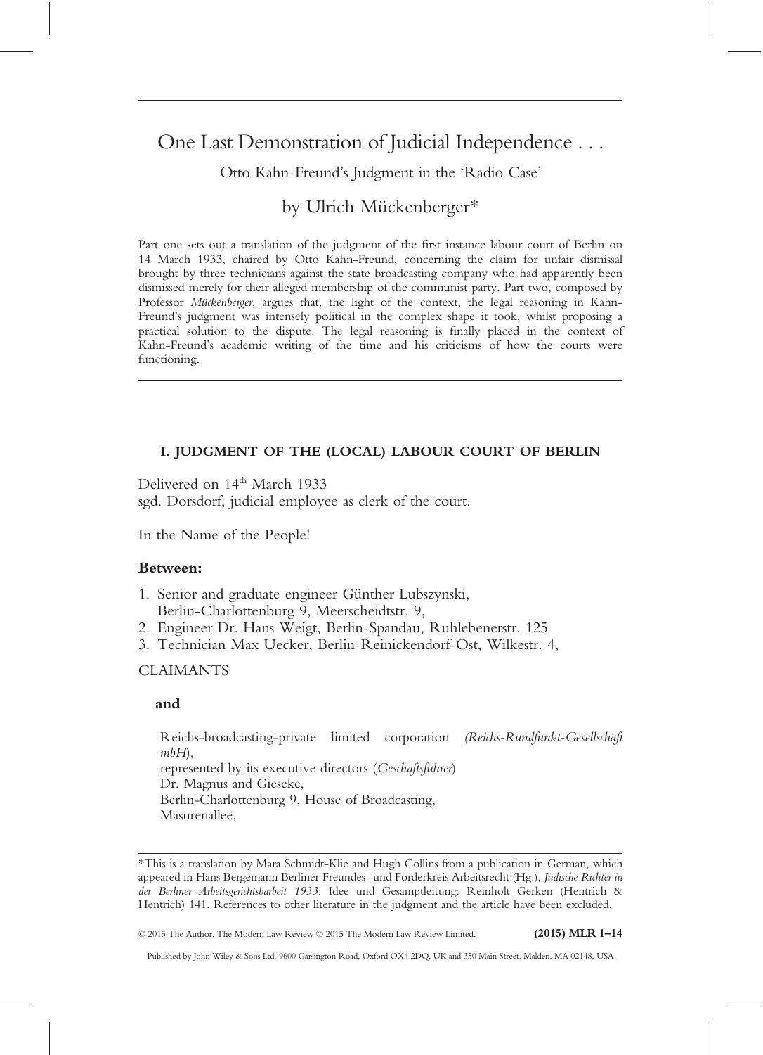# One Last Demonstration of Judicial Independence . . .

## Otto Kahn-Freund's Judgment in the 'Radio Case'

### by Ulrich Mückenberger*

Part one sets out a translation of the judgment of the first instance labour court of Berlin on 14 March 1933, chaired by Otto Kahn-Freund, concerning the claim for unfair dismissal brought by three technicians against the state broadcasting company who had apparently been dismissed merely for their alleged membership of the communist party. Part two, composed by Professor *Mückenberger*, argues that, the light of the context, the legal reasoning in Kahn-Freund's judgment was intensely political in the complex shape it took, whilst proposing a practical solution to the dispute. The legal reasoning is finally placed in the context of Kahn-Freund's academic writing of the time and his criticisms of how the courts were functioning.

---

## I. JUDGMENT OF THE (LOCAL) LABOUR COURT OF BERLIN

Delivered on 14th March 1933
sgd. Dorsdorf, judicial employee as clerk of the court.

In the Name of the People!

**Between:**

1. Senior and graduate engineer Günther Lubszynski, Berlin-Charlottenburg 9, Meerscheidtstr. 9,
2. Engineer Dr. Hans Weigt, Berlin-Spandau, Ruhlebenerstr. 125
3. Technician Max Uecker, Berlin-Reinickendorf-Ost, Wilkestr. 4,

CLAIMANTS

**and**

Reichs-broadcasting-private limited corporation *(Reichs-Rundfunkt-Gesellschaft mbH)*,
represented by its executive directors (*Geschäftsführer*)
Dr. Magnus and Gieseke,
Berlin-Charlottenburg 9, House of Broadcasting,
Masurenallee,

---

*This is a translation by Mara Schmidt-Klie and Hugh Collins from a publication in German, which appeared in Hans Bergemann Berliner Freundes- und Forderkreis Arbeitsrecht (Hg.), *Judische Richter in der Berliner Arbeitsgerichtsbarbeit 1933*: Idee und Gesamptleitung: Reinholt Gerken (Hentrich & Hentrich) 141. References to other literature in the judgment and the article have been excluded.

© 2015 The Author. The Modern Law Review © 2015 The Modern Law Review Limited.

Published by John Wiley & Sons Ltd, 9600 Garsington Road, Oxford OX4 2DQ, UK and 350 Main Street, Malden, MA 02148, USA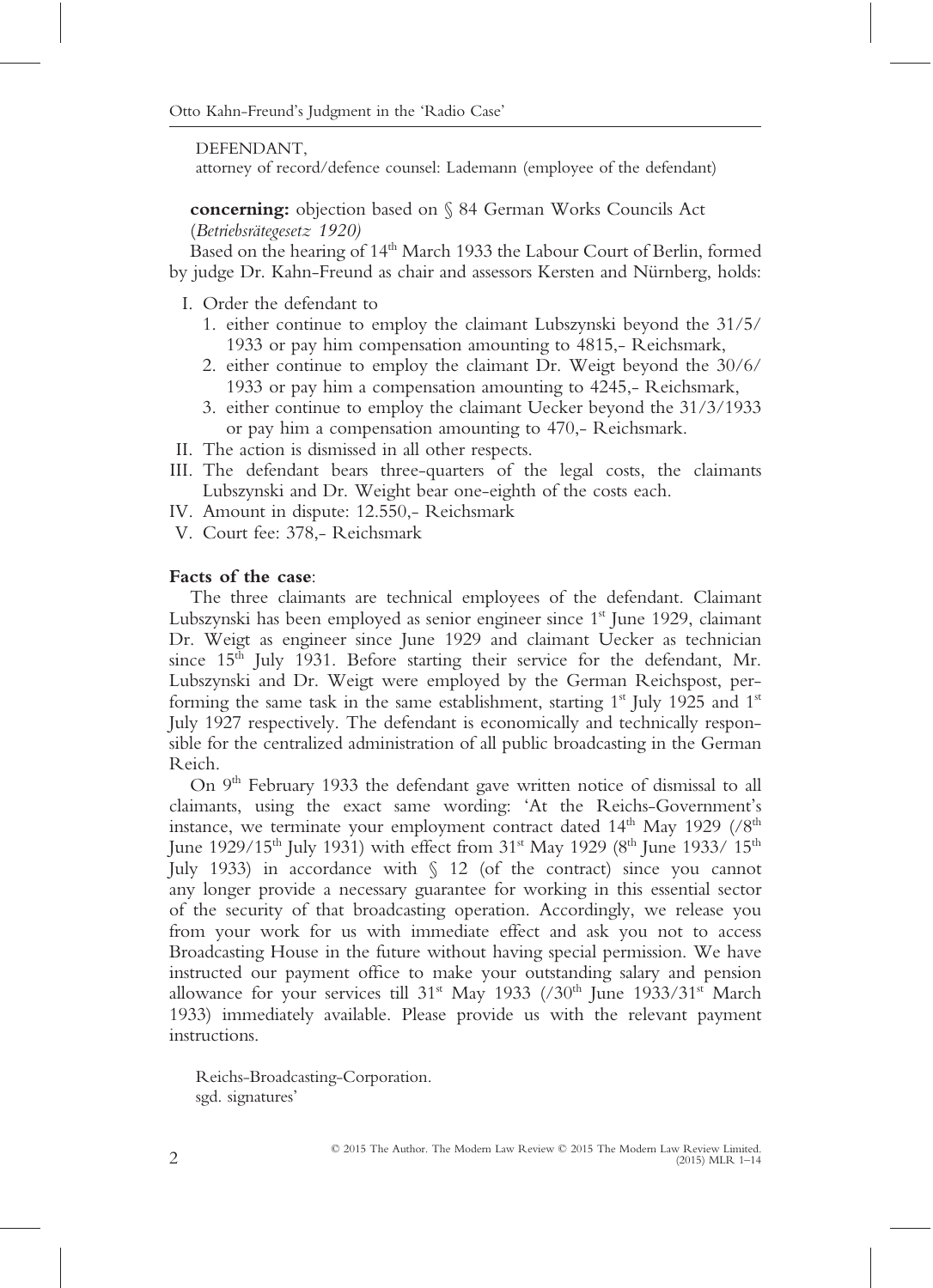DEFENDANT,
attorney of record/defence counsel: Lademann (employee of the defendant)

**concerning:** objection based on § 84 German Works Councils Act (*Betriebsrätegesetz 1920)*

Based on the hearing of 14th March 1933 the Labour Court of Berlin, formed by judge Dr. Kahn-Freund as chair and assessors Kersten and Nürnberg, holds:

I. Order the defendant to
   1. either continue to employ the claimant Lubszynski beyond the 31/5/1933 or pay him compensation amounting to 4815,- Reichsmark,
   2. either continue to employ the claimant Dr. Weigt beyond the 30/6/1933 or pay him a compensation amounting to 4245,- Reichsmark,
   3. either continue to employ the claimant Uecker beyond the 31/3/1933 or pay him a compensation amounting to 470,- Reichsmark.

II. The action is dismissed in all other respects.

III. The defendant bears three-quarters of the legal costs, the claimants Lubszynski and Dr. Weight bear one-eighth of the costs each.

IV. Amount in dispute: 12.550,- Reichsmark

V. Court fee: 378,- Reichsmark

**Facts of the case**:

The three claimants are technical employees of the defendant. Claimant Lubszynski has been employed as senior engineer since 1st June 1929, claimant Dr. Weigt as engineer since June 1929 and claimant Uecker as technician since 15th July 1931. Before starting their service for the defendant, Mr. Lubszynski and Dr. Weigt were employed by the German Reichspost, performing the same task in the same establishment, starting 1st July 1925 and 1st July 1927 respectively. The defendant is economically and technically responsible for the centralized administration of all public broadcasting in the German Reich.

On 9th February 1933 the defendant gave written notice of dismissal to all claimants, using the exact same wording: 'At the Reichs-Government's instance, we terminate your employment contract dated 14th May 1929 (/8th June 1929/15th July 1931) with effect from 31st May 1929 (8th June 1933/ 15th July 1933) in accordance with § 12 (of the contract) since you cannot any longer provide a necessary guarantee for working in this essential sector of the security of that broadcasting operation. Accordingly, we release you from your work for us with immediate effect and ask you not to access Broadcasting House in the future without having special permission. We have instructed our payment office to make your outstanding salary and pension allowance for your services till 31st May 1933 (/30th June 1933/31st March 1933) immediately available. Please provide us with the relevant payment instructions.

Reichs-Broadcasting-Corporation.
sgd. signatures'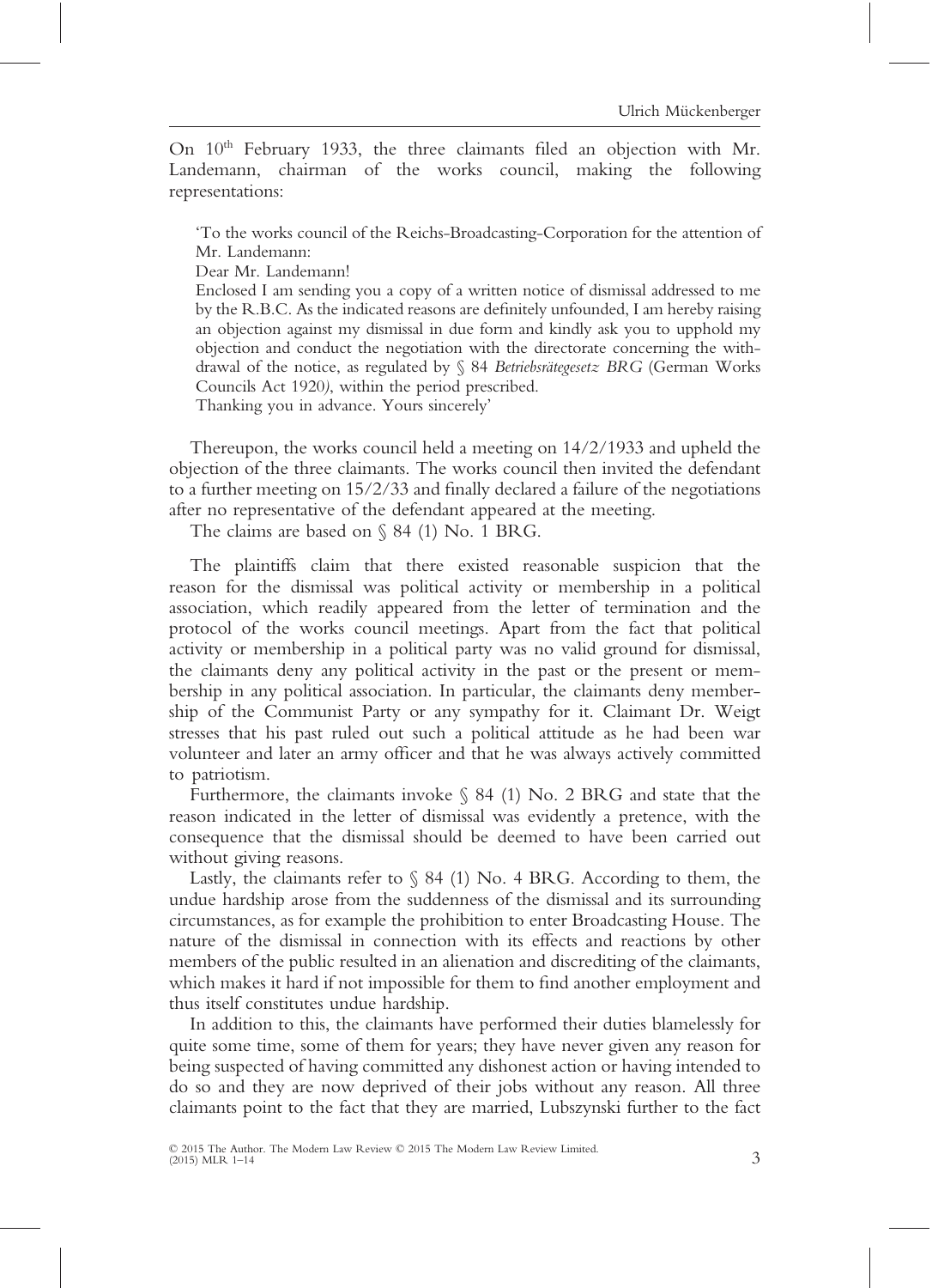On 10th February 1933, the three claimants filed an objection with Mr. Landemann, chairman of the works council, making the following representations:

> 'To the works council of the Reichs-Broadcasting-Corporation for the attention of Mr. Landemann:
>
> Dear Mr. Landemann!
>
> Enclosed I am sending you a copy of a written notice of dismissal addressed to me by the R.B.C. As the indicated reasons are definitely unfounded, I am hereby raising an objection against my dismissal in due form and kindly ask you to uphold my objection and conduct the negotiation with the directorate concerning the withdrawal of the notice, as regulated by § 84 *Betriebsrätegesetz BRG* (German Works Councils Act 1920*)*, within the period prescribed.
>
> Thanking you in advance. Yours sincerely'

Thereupon, the works council held a meeting on 14/2/1933 and upheld the objection of the three claimants. The works council then invited the defendant to a further meeting on 15/2/33 and finally declared a failure of the negotiations after no representative of the defendant appeared at the meeting.

The claims are based on § 84 (1) No. 1 BRG.

The plaintiffs claim that there existed reasonable suspicion that the reason for the dismissal was political activity or membership in a political association, which readily appeared from the letter of termination and the protocol of the works council meetings. Apart from the fact that political activity or membership in a political party was no valid ground for dismissal, the claimants deny any political activity in the past or the present or membership in any political association. In particular, the claimants deny membership of the Communist Party or any sympathy for it. Claimant Dr. Weigt stresses that his past ruled out such a political attitude as he had been war volunteer and later an army officer and that he was always actively committed to patriotism.

Furthermore, the claimants invoke § 84 (1) No. 2 BRG and state that the reason indicated in the letter of dismissal was evidently a pretence, with the consequence that the dismissal should be deemed to have been carried out without giving reasons.

Lastly, the claimants refer to § 84 (1) No. 4 BRG. According to them, the undue hardship arose from the suddenness of the dismissal and its surrounding circumstances, as for example the prohibition to enter Broadcasting House. The nature of the dismissal in connection with its effects and reactions by other members of the public resulted in an alienation and discrediting of the claimants, which makes it hard if not impossible for them to find another employment and thus itself constitutes undue hardship.

In addition to this, the claimants have performed their duties blamelessly for quite some time, some of them for years; they have never given any reason for being suspected of having committed any dishonest action or having intended to do so and they are now deprived of their jobs without any reason. All three claimants point to the fact that they are married, Lubszynski further to the fact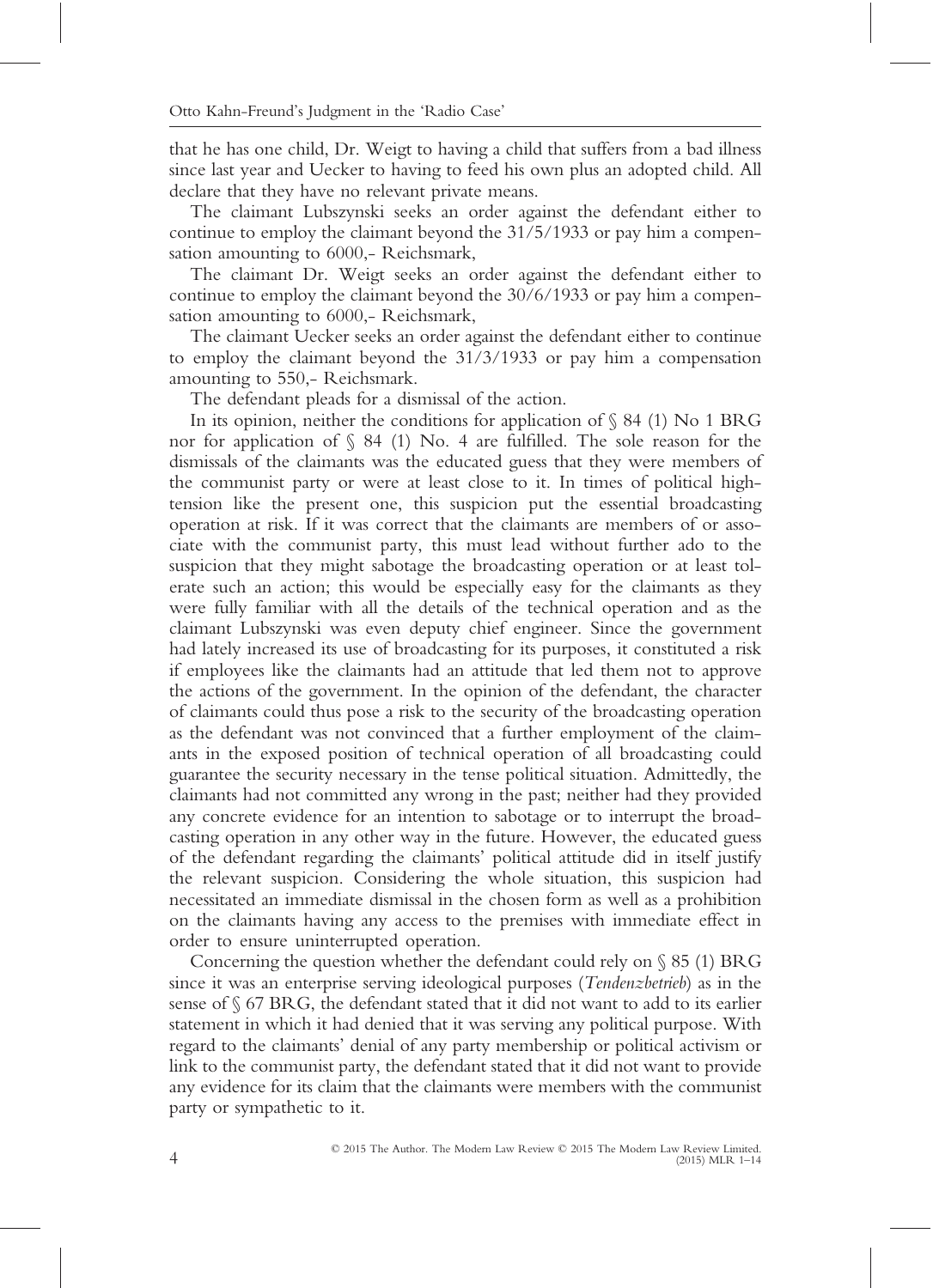that he has one child, Dr. Weigt to having a child that suffers from a bad illness since last year and Uecker to having to feed his own plus an adopted child. All declare that they have no relevant private means.

The claimant Lubszynski seeks an order against the defendant either to continue to employ the claimant beyond the 31/5/1933 or pay him a compensation amounting to 6000,- Reichsmark,

The claimant Dr. Weigt seeks an order against the defendant either to continue to employ the claimant beyond the 30/6/1933 or pay him a compensation amounting to 6000,- Reichsmark,

The claimant Uecker seeks an order against the defendant either to continue to employ the claimant beyond the 31/3/1933 or pay him a compensation amounting to 550,- Reichsmark.

The defendant pleads for a dismissal of the action.

In its opinion, neither the conditions for application of § 84 (1) No 1 BRG nor for application of § 84 (1) No. 4 are fulfilled. The sole reason for the dismissals of the claimants was the educated guess that they were members of the communist party or were at least close to it. In times of political high-tension like the present one, this suspicion put the essential broadcasting operation at risk. If it was correct that the claimants are members of or associate with the communist party, this must lead without further ado to the suspicion that they might sabotage the broadcasting operation or at least tolerate such an action; this would be especially easy for the claimants as they were fully familiar with all the details of the technical operation and as the claimant Lubszynski was even deputy chief engineer. Since the government had lately increased its use of broadcasting for its purposes, it constituted a risk if employees like the claimants had an attitude that led them not to approve the actions of the government. In the opinion of the defendant, the character of claimants could thus pose a risk to the security of the broadcasting operation as the defendant was not convinced that a further employment of the claimants in the exposed position of technical operation of all broadcasting could guarantee the security necessary in the tense political situation. Admittedly, the claimants had not committed any wrong in the past; neither had they provided any concrete evidence for an intention to sabotage or to interrupt the broadcasting operation in any other way in the future. However, the educated guess of the defendant regarding the claimants' political attitude did in itself justify the relevant suspicion. Considering the whole situation, this suspicion had necessitated an immediate dismissal in the chosen form as well as a prohibition on the claimants having any access to the premises with immediate effect in order to ensure uninterrupted operation.

Concerning the question whether the defendant could rely on § 85 (1) BRG since it was an enterprise serving ideological purposes (*Tendenzbetrieb*) as in the sense of § 67 BRG, the defendant stated that it did not want to add to its earlier statement in which it had denied that it was serving any political purpose. With regard to the claimants' denial of any party membership or political activism or link to the communist party, the defendant stated that it did not want to provide any evidence for its claim that the claimants were members with the communist party or sympathetic to it.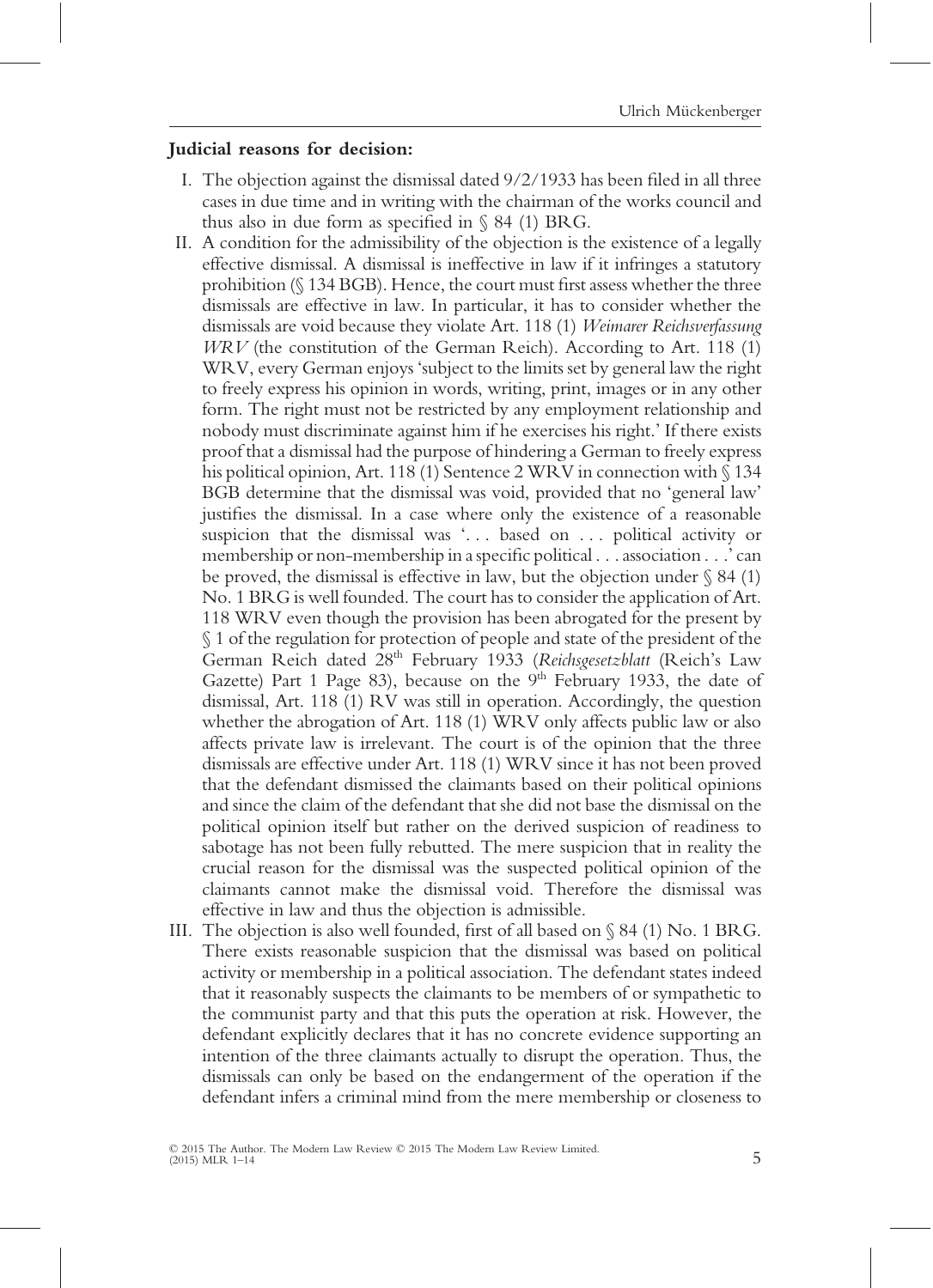**Judicial reasons for decision:**

I. The objection against the dismissal dated 9/2/1933 has been filed in all three cases in due time and in writing with the chairman of the works council and thus also in due form as specified in § 84 (1) BRG.

II. A condition for the admissibility of the objection is the existence of a legally effective dismissal. A dismissal is ineffective in law if it infringes a statutory prohibition (§ 134 BGB). Hence, the court must first assess whether the three dismissals are effective in law. In particular, it has to consider whether the dismissals are void because they violate Art. 118 (1) *Weimarer Reichsverfassung WRV* (the constitution of the German Reich). According to Art. 118 (1) WRV, every German enjoys 'subject to the limits set by general law the right to freely express his opinion in words, writing, print, images or in any other form. The right must not be restricted by any employment relationship and nobody must discriminate against him if he exercises his right.' If there exists proof that a dismissal had the purpose of hindering a German to freely express his political opinion, Art. 118 (1) Sentence 2 WRV in connection with § 134 BGB determine that the dismissal was void, provided that no 'general law' justifies the dismissal. In a case where only the existence of a reasonable suspicion that the dismissal was '. . . based on . . . political activity or membership or non-membership in a specific political . . . association . . .' can be proved, the dismissal is effective in law, but the objection under § 84 (1) No. 1 BRG is well founded. The court has to consider the application of Art. 118 WRV even though the provision has been abrogated for the present by § 1 of the regulation for protection of people and state of the president of the German Reich dated 28th February 1933 (*Reichsgesetzblatt* (Reich's Law Gazette) Part 1 Page 83), because on the 9th February 1933, the date of dismissal, Art. 118 (1) RV was still in operation. Accordingly, the question whether the abrogation of Art. 118 (1) WRV only affects public law or also affects private law is irrelevant. The court is of the opinion that the three dismissals are effective under Art. 118 (1) WRV since it has not been proved that the defendant dismissed the claimants based on their political opinions and since the claim of the defendant that she did not base the dismissal on the political opinion itself but rather on the derived suspicion of readiness to sabotage has not been fully rebutted. The mere suspicion that in reality the crucial reason for the dismissal was the suspected political opinion of the claimants cannot make the dismissal void. Therefore the dismissal was effective in law and thus the objection is admissible.

III. The objection is also well founded, first of all based on § 84 (1) No. 1 BRG. There exists reasonable suspicion that the dismissal was based on political activity or membership in a political association. The defendant states indeed that it reasonably suspects the claimants to be members of or sympathetic to the communist party and that this puts the operation at risk. However, the defendant explicitly declares that it has no concrete evidence supporting an intention of the three claimants actually to disrupt the operation. Thus, the dismissals can only be based on the endangerment of the operation if the defendant infers a criminal mind from the mere membership or closeness to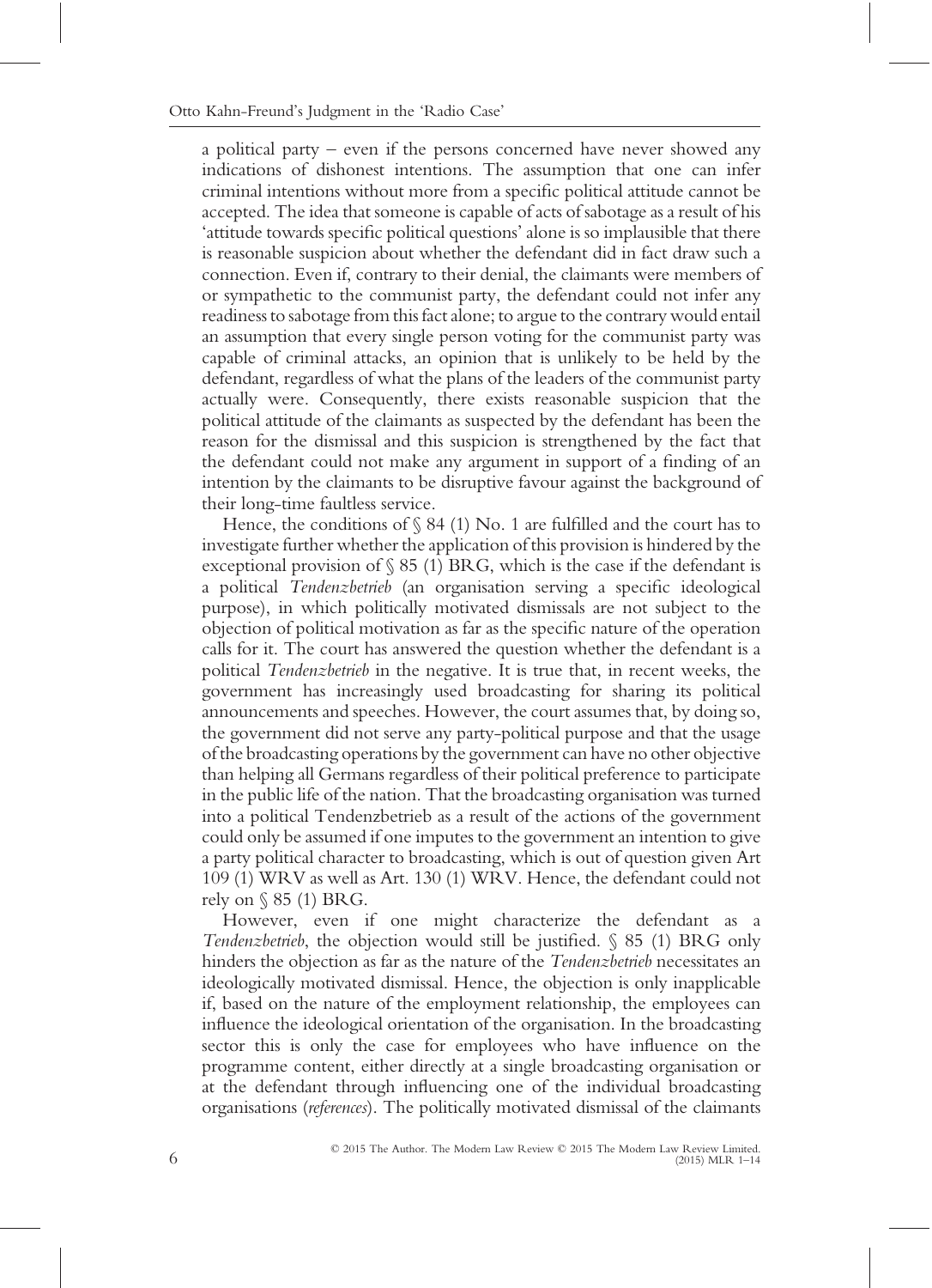a political party – even if the persons concerned have never showed any indications of dishonest intentions. The assumption that one can infer criminal intentions without more from a specific political attitude cannot be accepted. The idea that someone is capable of acts of sabotage as a result of his 'attitude towards specific political questions' alone is so implausible that there is reasonable suspicion about whether the defendant did in fact draw such a connection. Even if, contrary to their denial, the claimants were members of or sympathetic to the communist party, the defendant could not infer any readiness to sabotage from this fact alone; to argue to the contrary would entail an assumption that every single person voting for the communist party was capable of criminal attacks, an opinion that is unlikely to be held by the defendant, regardless of what the plans of the leaders of the communist party actually were. Consequently, there exists reasonable suspicion that the political attitude of the claimants as suspected by the defendant has been the reason for the dismissal and this suspicion is strengthened by the fact that the defendant could not make any argument in support of a finding of an intention by the claimants to be disruptive favour against the background of their long-time faultless service.

Hence, the conditions of § 84 (1) No. 1 are fulfilled and the court has to investigate further whether the application of this provision is hindered by the exceptional provision of § 85 (1) BRG, which is the case if the defendant is a political *Tendenzbetrieb* (an organisation serving a specific ideological purpose), in which politically motivated dismissals are not subject to the objection of political motivation as far as the specific nature of the operation calls for it. The court has answered the question whether the defendant is a political *Tendenzbetrieb* in the negative. It is true that, in recent weeks, the government has increasingly used broadcasting for sharing its political announcements and speeches. However, the court assumes that, by doing so, the government did not serve any party-political purpose and that the usage of the broadcasting operations by the government can have no other objective than helping all Germans regardless of their political preference to participate in the public life of the nation. That the broadcasting organisation was turned into a political Tendenzbetrieb as a result of the actions of the government could only be assumed if one imputes to the government an intention to give a party political character to broadcasting, which is out of question given Art 109 (1) WRV as well as Art. 130 (1) WRV. Hence, the defendant could not rely on § 85 (1) BRG.

However, even if one might characterize the defendant as a *Tendenzbetrieb*, the objection would still be justified. § 85 (1) BRG only hinders the objection as far as the nature of the *Tendenzbetrieb* necessitates an ideologically motivated dismissal. Hence, the objection is only inapplicable if, based on the nature of the employment relationship, the employees can influence the ideological orientation of the organisation. In the broadcasting sector this is only the case for employees who have influence on the programme content, either directly at a single broadcasting organisation or at the defendant through influencing one of the individual broadcasting organisations (*references*). The politically motivated dismissal of the claimants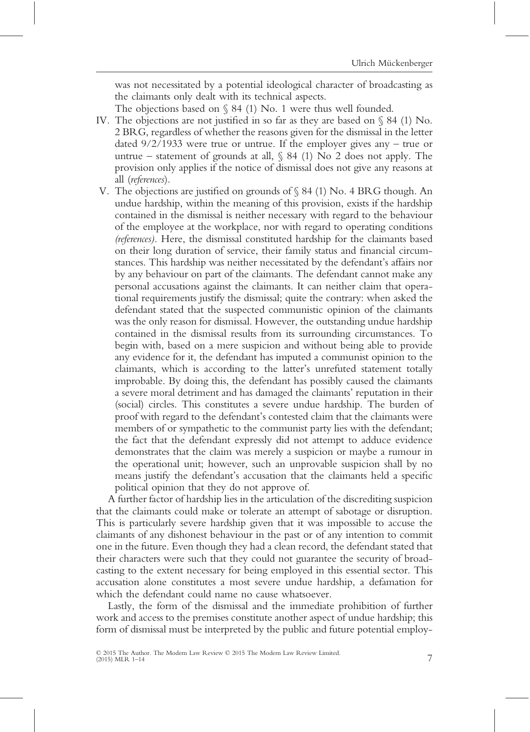was not necessitated by a potential ideological character of broadcasting as the claimants only dealt with its technical aspects.

The objections based on § 84 (1) No. 1 were thus well founded.

IV. The objections are not justified in so far as they are based on § 84 (1) No. 2 BRG, regardless of whether the reasons given for the dismissal in the letter dated 9/2/1933 were true or untrue. If the employer gives any – true or untrue – statement of grounds at all, § 84 (1) No 2 does not apply. The provision only applies if the notice of dismissal does not give any reasons at all (*references*).

V. The objections are justified on grounds of § 84 (1) No. 4 BRG though. An undue hardship, within the meaning of this provision, exists if the hardship contained in the dismissal is neither necessary with regard to the behaviour of the employee at the workplace, nor with regard to operating conditions *(references).* Here, the dismissal constituted hardship for the claimants based on their long duration of service, their family status and financial circumstances. This hardship was neither necessitated by the defendant's affairs nor by any behaviour on part of the claimants. The defendant cannot make any personal accusations against the claimants. It can neither claim that operational requirements justify the dismissal; quite the contrary: when asked the defendant stated that the suspected communistic opinion of the claimants was the only reason for dismissal. However, the outstanding undue hardship contained in the dismissal results from its surrounding circumstances. To begin with, based on a mere suspicion and without being able to provide any evidence for it, the defendant has imputed a communist opinion to the claimants, which is according to the latter's unrefuted statement totally improbable. By doing this, the defendant has possibly caused the claimants a severe moral detriment and has damaged the claimants' reputation in their (social) circles. This constitutes a severe undue hardship. The burden of proof with regard to the defendant's contested claim that the claimants were members of or sympathetic to the communist party lies with the defendant; the fact that the defendant expressly did not attempt to adduce evidence demonstrates that the claim was merely a suspicion or maybe a rumour in the operational unit; however, such an unprovable suspicion shall by no means justify the defendant's accusation that the claimants held a specific political opinion that they do not approve of.

A further factor of hardship lies in the articulation of the discrediting suspicion that the claimants could make or tolerate an attempt of sabotage or disruption. This is particularly severe hardship given that it was impossible to accuse the claimants of any dishonest behaviour in the past or of any intention to commit one in the future. Even though they had a clean record, the defendant stated that their characters were such that they could not guarantee the security of broadcasting to the extent necessary for being employed in this essential sector. This accusation alone constitutes a most severe undue hardship, a defamation for which the defendant could name no cause whatsoever.

Lastly, the form of the dismissal and the immediate prohibition of further work and access to the premises constitute another aspect of undue hardship; this form of dismissal must be interpreted by the public and future potential employ-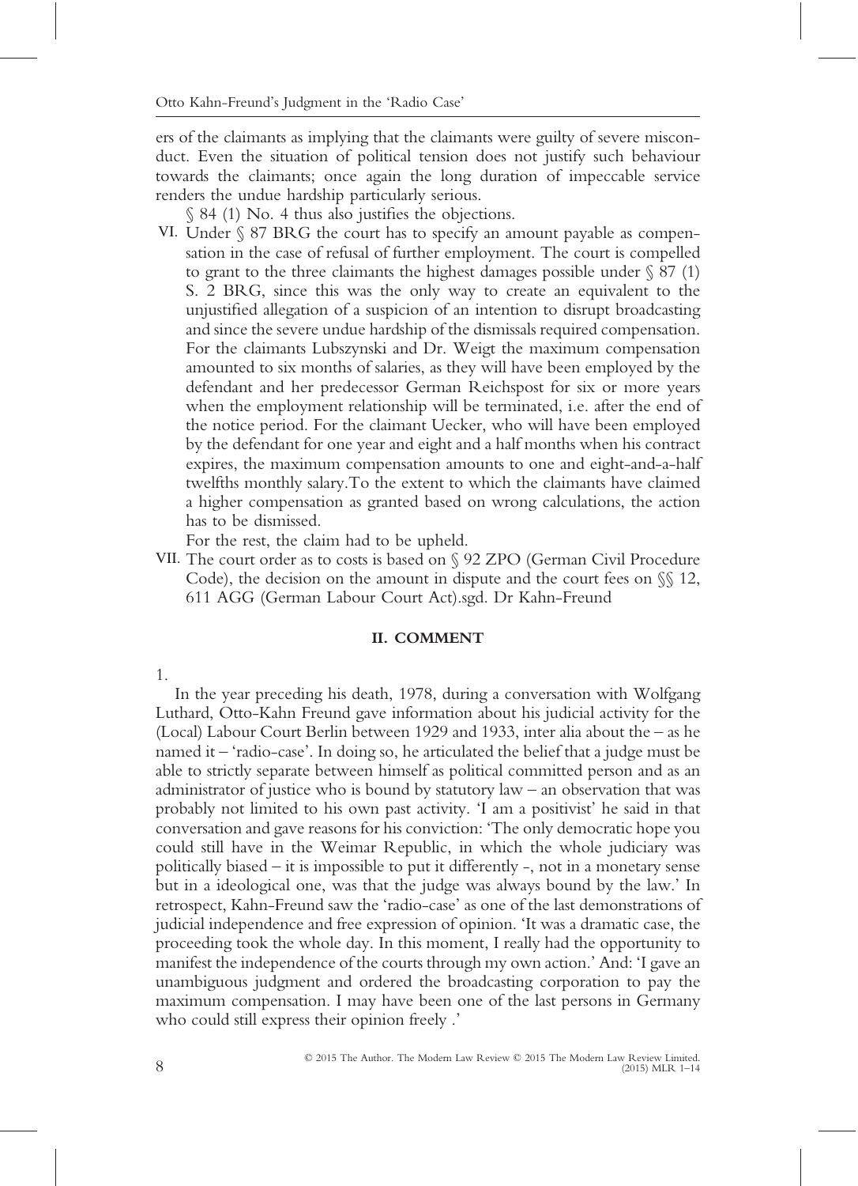ers of the claimants as implying that the claimants were guilty of severe misconduct. Even the situation of political tension does not justify such behaviour towards the claimants; once again the long duration of impeccable service renders the undue hardship particularly serious.

§ 84 (1) No. 4 thus also justifies the objections.

VI. Under § 87 BRG the court has to specify an amount payable as compensation in the case of refusal of further employment. The court is compelled to grant to the three claimants the highest damages possible under § 87 (1) S. 2 BRG, since this was the only way to create an equivalent to the unjustified allegation of a suspicion of an intention to disrupt broadcasting and since the severe undue hardship of the dismissals required compensation. For the claimants Lubszynski and Dr. Weigt the maximum compensation amounted to six months of salaries, as they will have been employed by the defendant and her predecessor German Reichspost for six or more years when the employment relationship will be terminated, i.e. after the end of the notice period. For the claimant Uecker, who will have been employed by the defendant for one year and eight and a half months when his contract expires, the maximum compensation amounts to one and eight-and-a-half twelfths monthly salary.To the extent to which the claimants have claimed a higher compensation as granted based on wrong calculations, the action has to be dismissed.

For the rest, the claim had to be upheld.

VII. The court order as to costs is based on § 92 ZPO (German Civil Procedure Code), the decision on the amount in dispute and the court fees on §§ 12, 611 AGG (German Labour Court Act).sgd. Dr Kahn-Freund

## II. COMMENT

1.

In the year preceding his death, 1978, during a conversation with Wolfgang Luthard, Otto-Kahn Freund gave information about his judicial activity for the (Local) Labour Court Berlin between 1929 and 1933, inter alia about the – as he named it – 'radio-case'. In doing so, he articulated the belief that a judge must be able to strictly separate between himself as political committed person and as an administrator of justice who is bound by statutory law – an observation that was probably not limited to his own past activity. 'I am a positivist' he said in that conversation and gave reasons for his conviction: 'The only democratic hope you could still have in the Weimar Republic, in which the whole judiciary was politically biased – it is impossible to put it differently -, not in a monetary sense but in a ideological one, was that the judge was always bound by the law.' In retrospect, Kahn-Freund saw the 'radio-case' as one of the last demonstrations of judicial independence and free expression of opinion. 'It was a dramatic case, the proceeding took the whole day. In this moment, I really had the opportunity to manifest the independence of the courts through my own action.' And: 'I gave an unambiguous judgment and ordered the broadcasting corporation to pay the maximum compensation. I may have been one of the last persons in Germany who could still express their opinion freely .'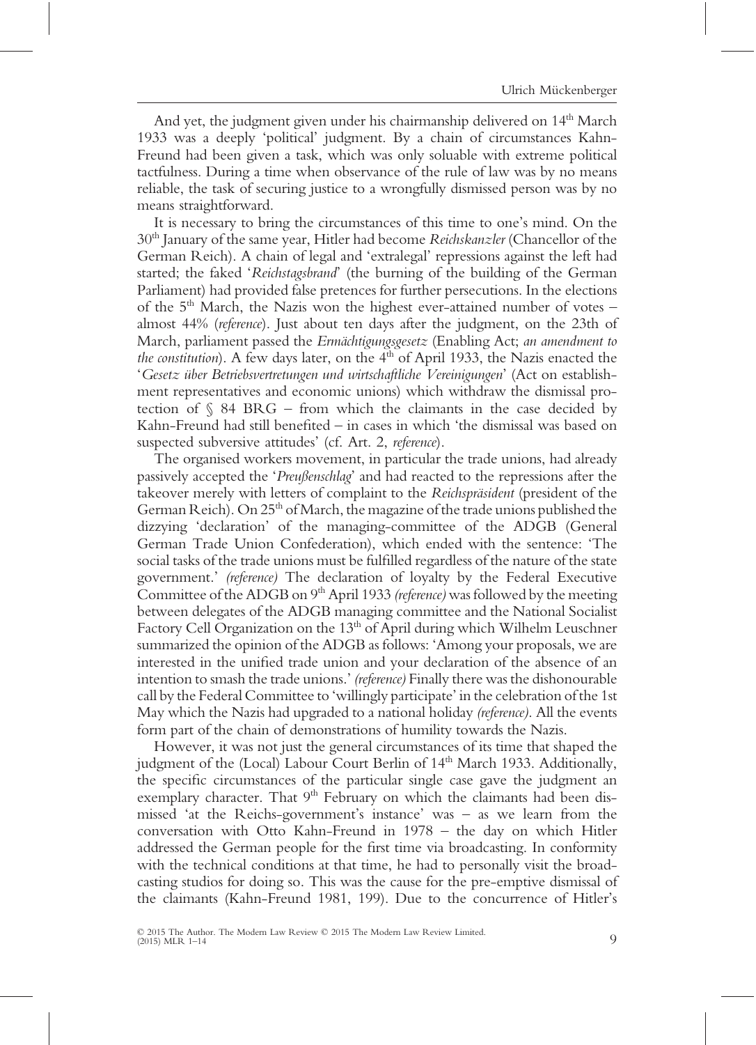And yet, the judgment given under his chairmanship delivered on 14th March 1933 was a deeply 'political' judgment. By a chain of circumstances Kahn-Freund had been given a task, which was only soluable with extreme political tactfulness. During a time when observance of the rule of law was by no means reliable, the task of securing justice to a wrongfully dismissed person was by no means straightforward.

It is necessary to bring the circumstances of this time to one's mind. On the 30th January of the same year, Hitler had become *Reichskanzler* (Chancellor of the German Reich). A chain of legal and 'extralegal' repressions against the left had started; the faked '*Reichstagsbrand*' (the burning of the building of the German Parliament) had provided false pretences for further persecutions. In the elections of the 5th March, the Nazis won the highest ever-attained number of votes – almost 44% (*reference*). Just about ten days after the judgment, on the 23th of March, parliament passed the *Ermächtigungsgesetz* (Enabling Act; *an amendment to the constitution*). A few days later, on the 4th of April 1933, the Nazis enacted the '*Gesetz über Betriebsvertretungen und wirtschaftliche Vereinigungen*' (Act on establishment representatives and economic unions) which withdraw the dismissal protection of § 84 BRG – from which the claimants in the case decided by Kahn-Freund had still benefited – in cases in which 'the dismissal was based on suspected subversive attitudes' (cf. Art. 2, *reference*).

The organised workers movement, in particular the trade unions, had already passively accepted the '*Preußenschlag*' and had reacted to the repressions after the takeover merely with letters of complaint to the *Reichspräsident* (president of the German Reich). On 25th of March, the magazine of the trade unions published the dizzying 'declaration' of the managing-committee of the ADGB (General German Trade Union Confederation), which ended with the sentence: 'The social tasks of the trade unions must be fulfilled regardless of the nature of the state government.' *(reference)* The declaration of loyalty by the Federal Executive Committee of the ADGB on 9th April 1933 *(reference)* was followed by the meeting between delegates of the ADGB managing committee and the National Socialist Factory Cell Organization on the 13th of April during which Wilhelm Leuschner summarized the opinion of the ADGB as follows: 'Among your proposals, we are interested in the unified trade union and your declaration of the absence of an intention to smash the trade unions.' *(reference)* Finally there was the dishonourable call by the Federal Committee to 'willingly participate' in the celebration of the 1st May which the Nazis had upgraded to a national holiday *(reference)*. All the events form part of the chain of demonstrations of humility towards the Nazis.

However, it was not just the general circumstances of its time that shaped the judgment of the (Local) Labour Court Berlin of 14th March 1933. Additionally, the specific circumstances of the particular single case gave the judgment an exemplary character. That 9th February on which the claimants had been dismissed 'at the Reichs-government's instance' was – as we learn from the conversation with Otto Kahn-Freund in 1978 – the day on which Hitler addressed the German people for the first time via broadcasting. In conformity with the technical conditions at that time, he had to personally visit the broadcasting studios for doing so. This was the cause for the pre-emptive dismissal of the claimants (Kahn-Freund 1981, 199). Due to the concurrence of Hitler's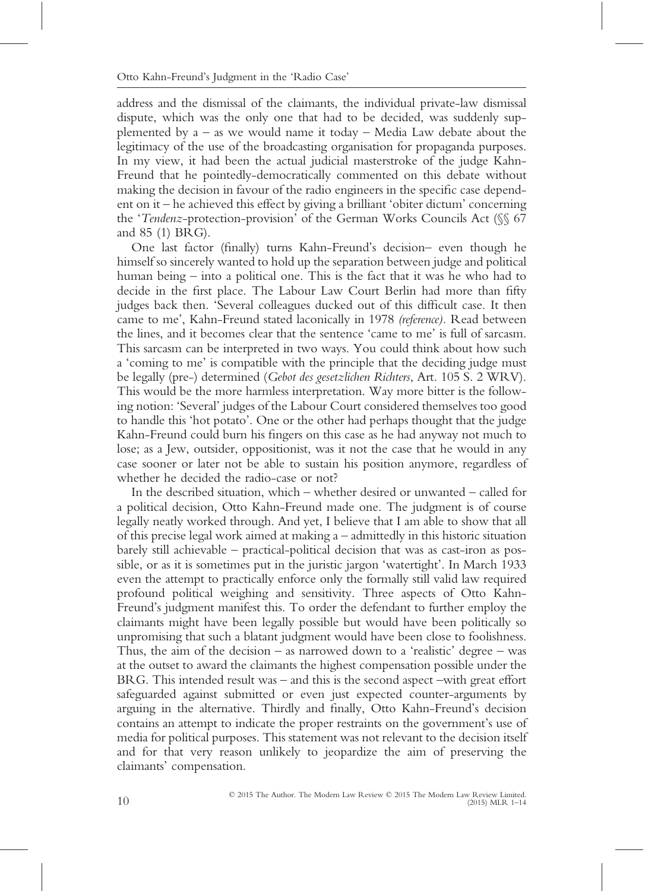address and the dismissal of the claimants, the individual private-law dismissal dispute, which was the only one that had to be decided, was suddenly supplemented by a – as we would name it today – Media Law debate about the legitimacy of the use of the broadcasting organisation for propaganda purposes. In my view, it had been the actual judicial masterstroke of the judge Kahn-Freund that he pointedly-democratically commented on this debate without making the decision in favour of the radio engineers in the specific case dependent on it – he achieved this effect by giving a brilliant 'obiter dictum' concerning the '*Tendenz*-protection-provision' of the German Works Councils Act (§§ 67 and 85 (1) BRG).

One last factor (finally) turns Kahn-Freund's decision– even though he himself so sincerely wanted to hold up the separation between judge and political human being – into a political one. This is the fact that it was he who had to decide in the first place. The Labour Law Court Berlin had more than fifty judges back then. 'Several colleagues ducked out of this difficult case. It then came to me', Kahn-Freund stated laconically in 1978 *(reference)*. Read between the lines, and it becomes clear that the sentence 'came to me' is full of sarcasm. This sarcasm can be interpreted in two ways. You could think about how such a 'coming to me' is compatible with the principle that the deciding judge must be legally (pre-) determined (*Gebot des gesetzlichen Richters*, Art. 105 S. 2 WRV). This would be the more harmless interpretation. Way more bitter is the following notion: 'Several' judges of the Labour Court considered themselves too good to handle this 'hot potato'. One or the other had perhaps thought that the judge Kahn-Freund could burn his fingers on this case as he had anyway not much to lose; as a Jew, outsider, oppositionist, was it not the case that he would in any case sooner or later not be able to sustain his position anymore, regardless of whether he decided the radio-case or not?

In the described situation, which – whether desired or unwanted – called for a political decision, Otto Kahn-Freund made one. The judgment is of course legally neatly worked through. And yet, I believe that I am able to show that all of this precise legal work aimed at making a – admittedly in this historic situation barely still achievable – practical-political decision that was as cast-iron as possible, or as it is sometimes put in the juristic jargon 'watertight'. In March 1933 even the attempt to practically enforce only the formally still valid law required profound political weighing and sensitivity. Three aspects of Otto Kahn-Freund's judgment manifest this. To order the defendant to further employ the claimants might have been legally possible but would have been politically so unpromising that such a blatant judgment would have been close to foolishness. Thus, the aim of the decision – as narrowed down to a 'realistic' degree – was at the outset to award the claimants the highest compensation possible under the BRG. This intended result was – and this is the second aspect –with great effort safeguarded against submitted or even just expected counter-arguments by arguing in the alternative. Thirdly and finally, Otto Kahn-Freund's decision contains an attempt to indicate the proper restraints on the government's use of media for political purposes. This statement was not relevant to the decision itself and for that very reason unlikely to jeopardize the aim of preserving the claimants' compensation.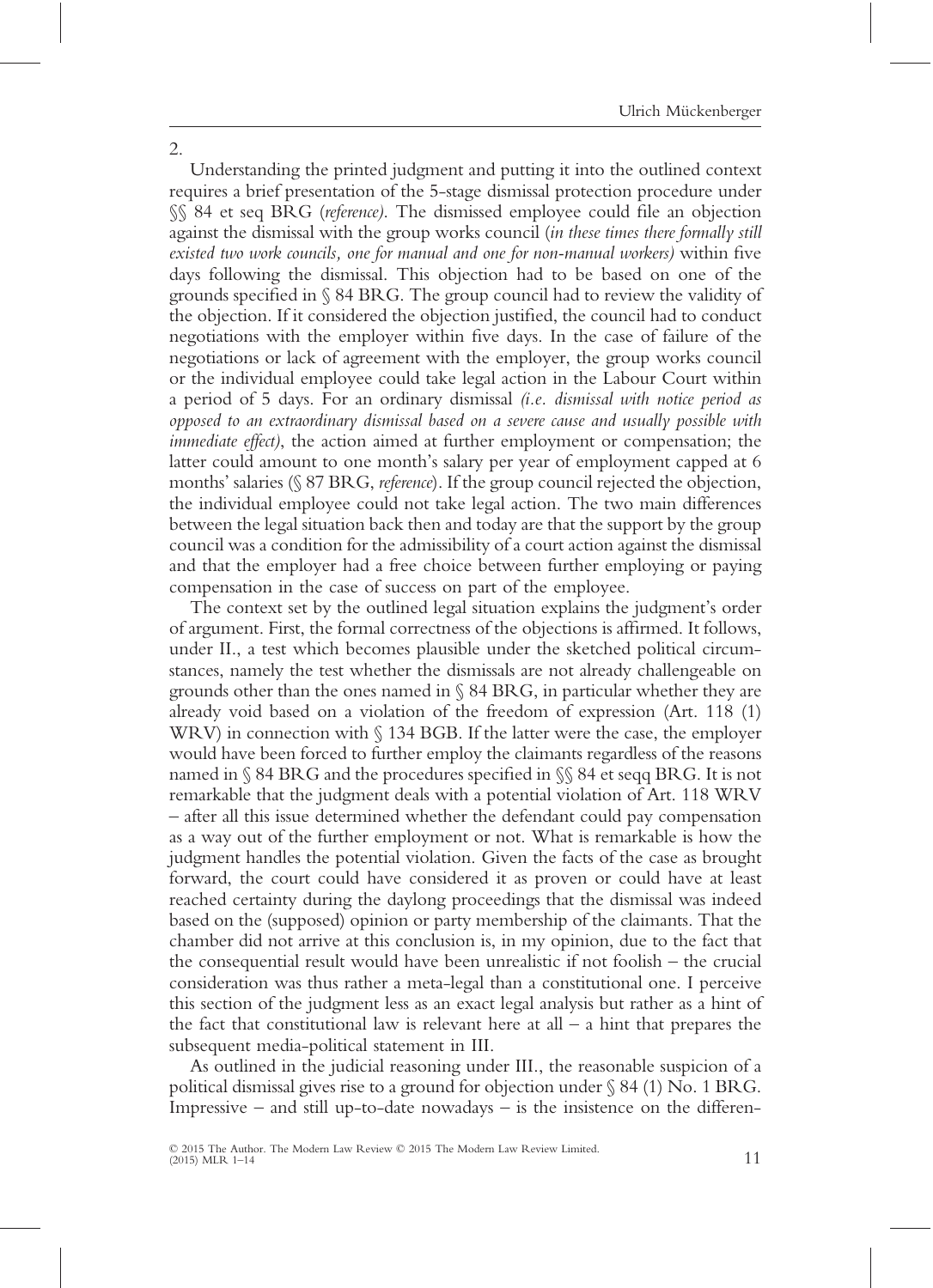2.

Understanding the printed judgment and putting it into the outlined context requires a brief presentation of the 5-stage dismissal protection procedure under §§ 84 et seq BRG (*reference*). The dismissed employee could file an objection against the dismissal with the group works council (*in these times there formally still existed two work councils, one for manual and one for non-manual workers*) within five days following the dismissal. This objection had to be based on one of the grounds specified in § 84 BRG. The group council had to review the validity of the objection. If it considered the objection justified, the council had to conduct negotiations with the employer within five days. In the case of failure of the negotiations or lack of agreement with the employer, the group works council or the individual employee could take legal action in the Labour Court within a period of 5 days. For an ordinary dismissal *(i.e. dismissal with notice period as opposed to an extraordinary dismissal based on a severe cause and usually possible with immediate effect)*, the action aimed at further employment or compensation; the latter could amount to one month's salary per year of employment capped at 6 months' salaries (§ 87 BRG, *reference*). If the group council rejected the objection, the individual employee could not take legal action. The two main differences between the legal situation back then and today are that the support by the group council was a condition for the admissibility of a court action against the dismissal and that the employer had a free choice between further employing or paying compensation in the case of success on part of the employee.

The context set by the outlined legal situation explains the judgment's order of argument. First, the formal correctness of the objections is affirmed. It follows, under II., a test which becomes plausible under the sketched political circumstances, namely the test whether the dismissals are not already challengeable on grounds other than the ones named in § 84 BRG, in particular whether they are already void based on a violation of the freedom of expression (Art. 118 (1) WRV) in connection with § 134 BGB. If the latter were the case, the employer would have been forced to further employ the claimants regardless of the reasons named in § 84 BRG and the procedures specified in §§ 84 et seqq BRG. It is not remarkable that the judgment deals with a potential violation of Art. 118 WRV – after all this issue determined whether the defendant could pay compensation as a way out of the further employment or not. What is remarkable is how the judgment handles the potential violation. Given the facts of the case as brought forward, the court could have considered it as proven or could have at least reached certainty during the daylong proceedings that the dismissal was indeed based on the (supposed) opinion or party membership of the claimants. That the chamber did not arrive at this conclusion is, in my opinion, due to the fact that the consequential result would have been unrealistic if not foolish – the crucial consideration was thus rather a meta-legal than a constitutional one. I perceive this section of the judgment less as an exact legal analysis but rather as a hint of the fact that constitutional law is relevant here at all – a hint that prepares the subsequent media-political statement in III.

As outlined in the judicial reasoning under III., the reasonable suspicion of a political dismissal gives rise to a ground for objection under § 84 (1) No. 1 BRG. Impressive – and still up-to-date nowadays – is the insistence on the differen-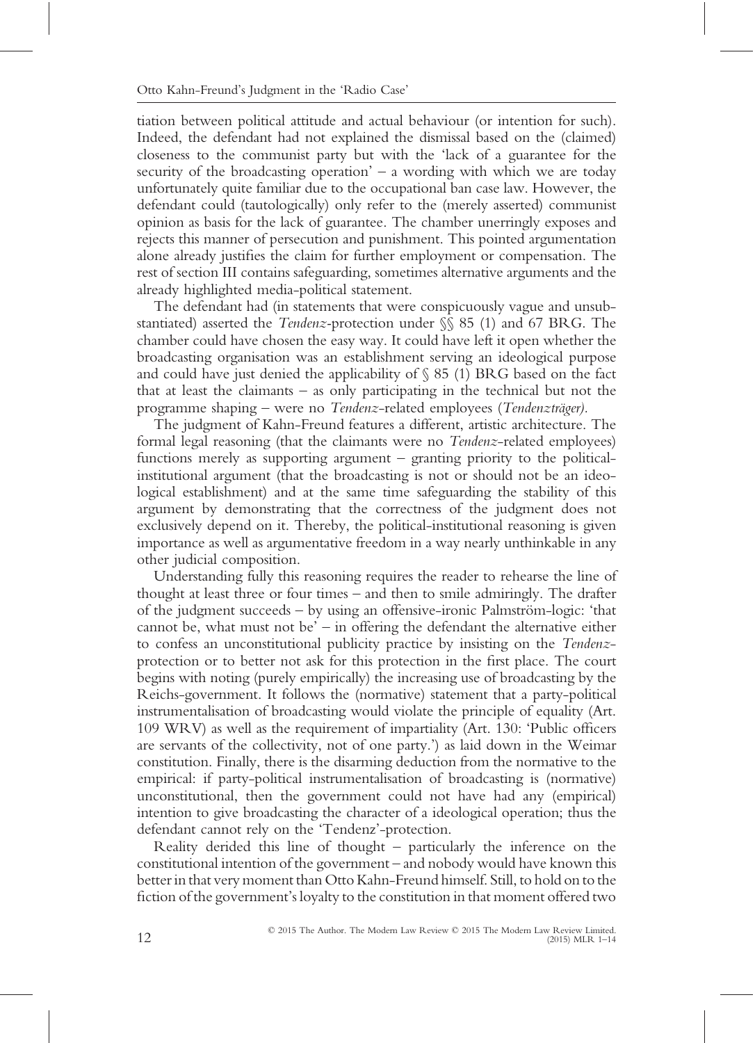tiation between political attitude and actual behaviour (or intention for such). Indeed, the defendant had not explained the dismissal based on the (claimed) closeness to the communist party but with the 'lack of a guarantee for the security of the broadcasting operation' – a wording with which we are today unfortunately quite familiar due to the occupational ban case law. However, the defendant could (tautologically) only refer to the (merely asserted) communist opinion as basis for the lack of guarantee. The chamber unerringly exposes and rejects this manner of persecution and punishment. This pointed argumentation alone already justifies the claim for further employment or compensation. The rest of section III contains safeguarding, sometimes alternative arguments and the already highlighted media-political statement.

The defendant had (in statements that were conspicuously vague and unsubstantiated) asserted the *Tendenz*-protection under §§ 85 (1) and 67 BRG. The chamber could have chosen the easy way. It could have left it open whether the broadcasting organisation was an establishment serving an ideological purpose and could have just denied the applicability of § 85 (1) BRG based on the fact that at least the claimants – as only participating in the technical but not the programme shaping – were no *Tendenz*-related employees (*Tendenzträger).*

The judgment of Kahn-Freund features a different, artistic architecture. The formal legal reasoning (that the claimants were no *Tendenz*-related employees) functions merely as supporting argument – granting priority to the political-institutional argument (that the broadcasting is not or should not be an ideological establishment) and at the same time safeguarding the stability of this argument by demonstrating that the correctness of the judgment does not exclusively depend on it. Thereby, the political-institutional reasoning is given importance as well as argumentative freedom in a way nearly unthinkable in any other judicial composition.

Understanding fully this reasoning requires the reader to rehearse the line of thought at least three or four times – and then to smile admiringly. The drafter of the judgment succeeds – by using an offensive-ironic Palmström-logic: 'that cannot be, what must not be' – in offering the defendant the alternative either to confess an unconstitutional publicity practice by insisting on the *Tendenz*-protection or to better not ask for this protection in the first place. The court begins with noting (purely empirically) the increasing use of broadcasting by the Reichs-government. It follows the (normative) statement that a party-political instrumentalisation of broadcasting would violate the principle of equality (Art. 109 WRV) as well as the requirement of impartiality (Art. 130: 'Public officers are servants of the collectivity, not of one party.') as laid down in the Weimar constitution. Finally, there is the disarming deduction from the normative to the empirical: if party-political instrumentalisation of broadcasting is (normative) unconstitutional, then the government could not have had any (empirical) intention to give broadcasting the character of a ideological operation; thus the defendant cannot rely on the 'Tendenz'-protection.

Reality derided this line of thought – particularly the inference on the constitutional intention of the government – and nobody would have known this better in that very moment than Otto Kahn-Freund himself. Still, to hold on to the fiction of the government's loyalty to the constitution in that moment offered two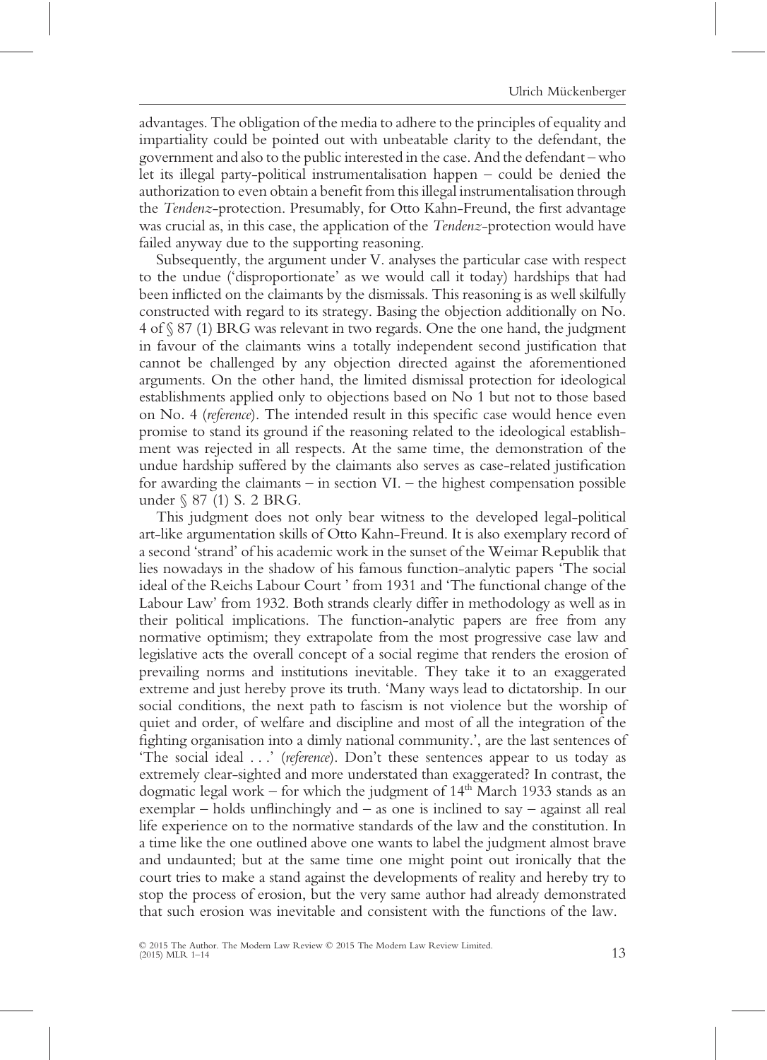advantages. The obligation of the media to adhere to the principles of equality and impartiality could be pointed out with unbeatable clarity to the defendant, the government and also to the public interested in the case. And the defendant – who let its illegal party-political instrumentalisation happen – could be denied the authorization to even obtain a benefit from this illegal instrumentalisation through the *Tendenz*-protection. Presumably, for Otto Kahn-Freund, the first advantage was crucial as, in this case, the application of the *Tendenz*-protection would have failed anyway due to the supporting reasoning.

Subsequently, the argument under V. analyses the particular case with respect to the undue ('disproportionate' as we would call it today) hardships that had been inflicted on the claimants by the dismissals. This reasoning is as well skilfully constructed with regard to its strategy. Basing the objection additionally on No. 4 of § 87 (1) BRG was relevant in two regards. One the one hand, the judgment in favour of the claimants wins a totally independent second justification that cannot be challenged by any objection directed against the aforementioned arguments. On the other hand, the limited dismissal protection for ideological establishments applied only to objections based on No 1 but not to those based on No. 4 (*reference*). The intended result in this specific case would hence even promise to stand its ground if the reasoning related to the ideological establishment was rejected in all respects. At the same time, the demonstration of the undue hardship suffered by the claimants also serves as case-related justification for awarding the claimants – in section VI. – the highest compensation possible under § 87 (1) S. 2 BRG.

This judgment does not only bear witness to the developed legal-political art-like argumentation skills of Otto Kahn-Freund. It is also exemplary record of a second 'strand' of his academic work in the sunset of the Weimar Republik that lies nowadays in the shadow of his famous function-analytic papers 'The social ideal of the Reichs Labour Court ' from 1931 and 'The functional change of the Labour Law' from 1932. Both strands clearly differ in methodology as well as in their political implications. The function-analytic papers are free from any normative optimism; they extrapolate from the most progressive case law and legislative acts the overall concept of a social regime that renders the erosion of prevailing norms and institutions inevitable. They take it to an exaggerated extreme and just hereby prove its truth. 'Many ways lead to dictatorship. In our social conditions, the next path to fascism is not violence but the worship of quiet and order, of welfare and discipline and most of all the integration of the fighting organisation into a dimly national community.', are the last sentences of 'The social ideal . . .' (*reference*). Don't these sentences appear to us today as extremely clear-sighted and more understated than exaggerated? In contrast, the dogmatic legal work – for which the judgment of 14th March 1933 stands as an exemplar – holds unflinchingly and – as one is inclined to say – against all real life experience on to the normative standards of the law and the constitution. In a time like the one outlined above one wants to label the judgment almost brave and undaunted; but at the same time one might point out ironically that the court tries to make a stand against the developments of reality and hereby try to stop the process of erosion, but the very same author had already demonstrated that such erosion was inevitable and consistent with the functions of the law.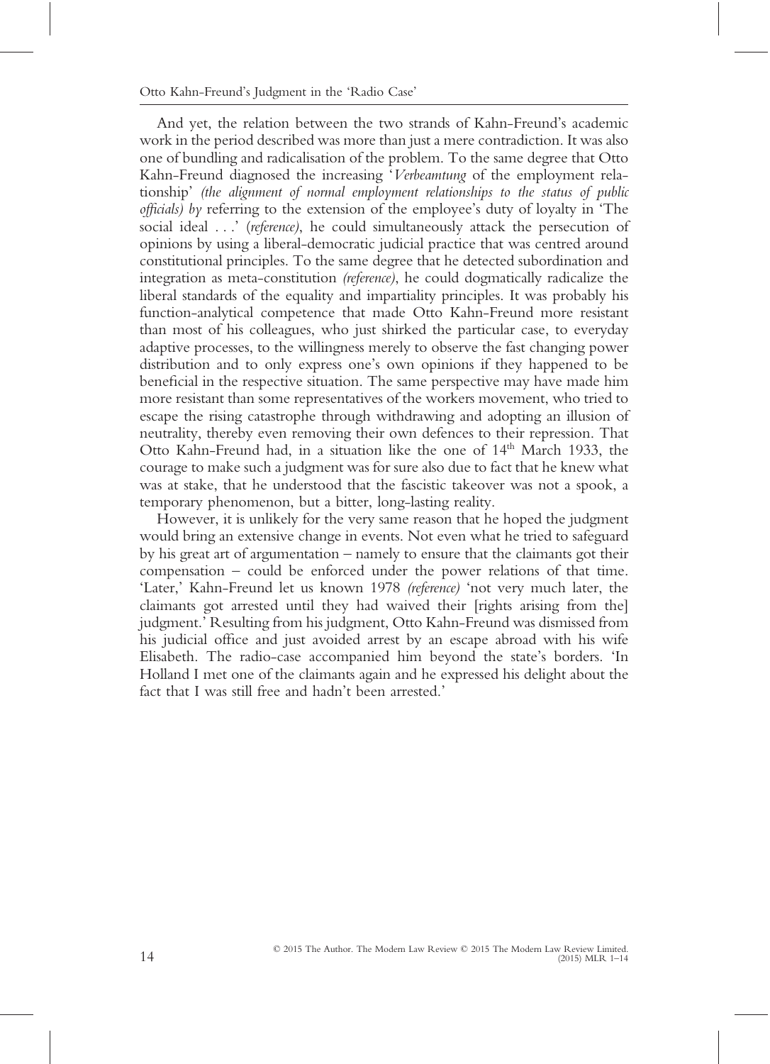And yet, the relation between the two strands of Kahn-Freund's academic work in the period described was more than just a mere contradiction. It was also one of bundling and radicalisation of the problem. To the same degree that Otto Kahn-Freund diagnosed the increasing '*Verbeamtung* of the employment relationship' *(the alignment of normal employment relationships to the status of public officials) by* referring to the extension of the employee's duty of loyalty in 'The social ideal . . .' (*reference*), he could simultaneously attack the persecution of opinions by using a liberal-democratic judicial practice that was centred around constitutional principles. To the same degree that he detected subordination and integration as meta-constitution *(reference)*, he could dogmatically radicalize the liberal standards of the equality and impartiality principles. It was probably his function-analytical competence that made Otto Kahn-Freund more resistant than most of his colleagues, who just shirked the particular case, to everyday adaptive processes, to the willingness merely to observe the fast changing power distribution and to only express one's own opinions if they happened to be beneficial in the respective situation. The same perspective may have made him more resistant than some representatives of the workers movement, who tried to escape the rising catastrophe through withdrawing and adopting an illusion of neutrality, thereby even removing their own defences to their repression. That Otto Kahn-Freund had, in a situation like the one of 14th March 1933, the courage to make such a judgment was for sure also due to fact that he knew what was at stake, that he understood that the fascistic takeover was not a spook, a temporary phenomenon, but a bitter, long-lasting reality.

However, it is unlikely for the very same reason that he hoped the judgment would bring an extensive change in events. Not even what he tried to safeguard by his great art of argumentation – namely to ensure that the claimants got their compensation – could be enforced under the power relations of that time. 'Later,' Kahn-Freund let us known 1978 *(reference)* 'not very much later, the claimants got arrested until they had waived their [rights arising from the] judgment.' Resulting from his judgment, Otto Kahn-Freund was dismissed from his judicial office and just avoided arrest by an escape abroad with his wife Elisabeth. The radio-case accompanied him beyond the state's borders. 'In Holland I met one of the claimants again and he expressed his delight about the fact that I was still free and hadn't been arrested.'